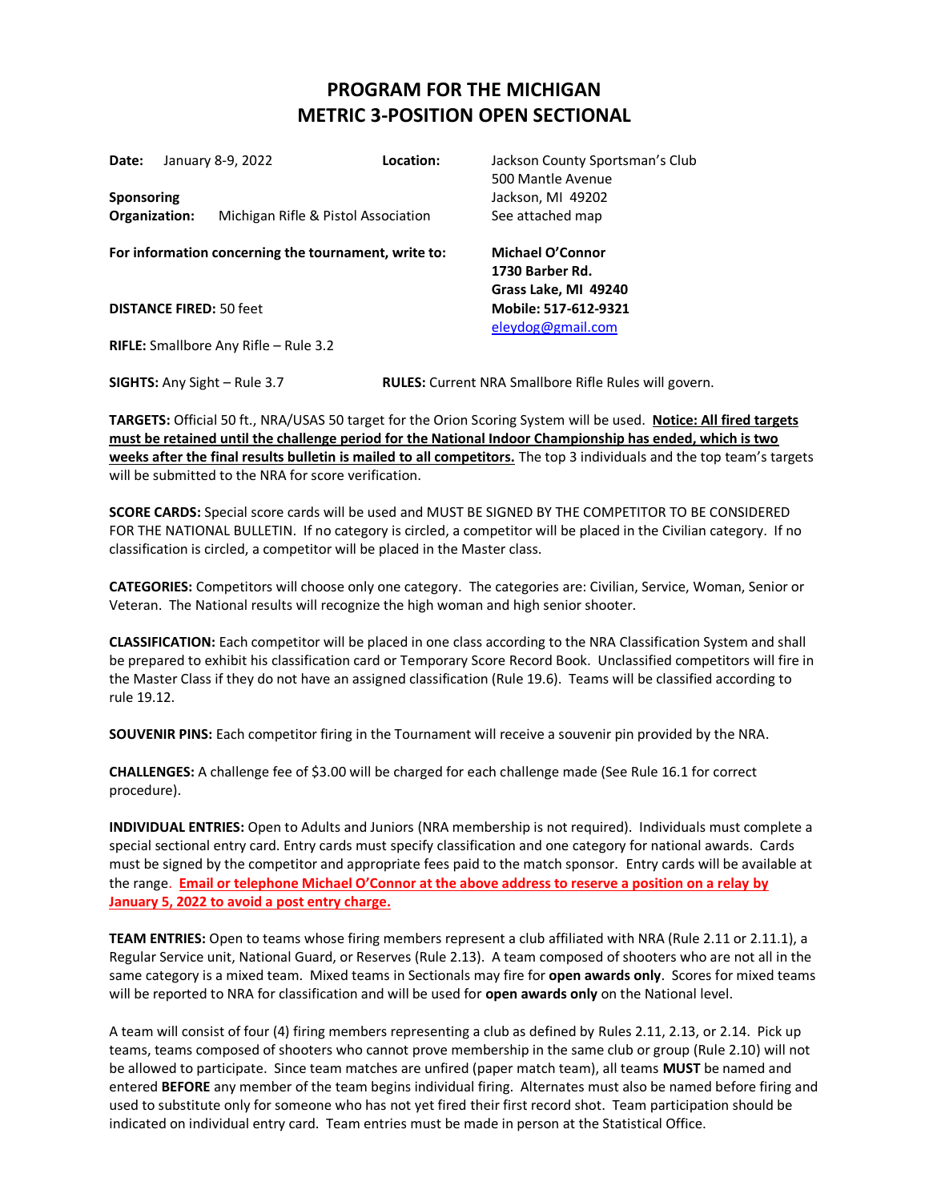# PROGRAM FOR THE MICHIGAN METRIC 3-POSITION OPEN SECTIONAL

**Date:** January 8-9, 2022

**Location:** Jackson County Sportsman's Club
500 Mantle Avenue
Jackson, MI 49202
See attached map

**Sponsoring Organization:** Michigan Rifle & Pistol Association

**For information concerning the tournament, write to:**

**Michael O'Connor**
**1730 Barber Rd.**
**Grass Lake, MI 49240**
**Mobile: 517-612-9321**
eleydog@gmail.com

**DISTANCE FIRED:** 50 feet

**RIFLE:** Smallbore Any Rifle – Rule 3.2

**SIGHTS:** Any Sight – Rule 3.7

**RULES:** Current NRA Smallbore Rifle Rules will govern.

**TARGETS:** Official 50 ft., NRA/USAS 50 target for the Orion Scoring System will be used. **Notice: All fired targets must be retained until the challenge period for the National Indoor Championship has ended, which is two weeks after the final results bulletin is mailed to all competitors.** The top 3 individuals and the top team's targets will be submitted to the NRA for score verification.

**SCORE CARDS:** Special score cards will be used and MUST BE SIGNED BY THE COMPETITOR TO BE CONSIDERED FOR THE NATIONAL BULLETIN. If no category is circled, a competitor will be placed in the Civilian category. If no classification is circled, a competitor will be placed in the Master class.

**CATEGORIES:** Competitors will choose only one category. The categories are: Civilian, Service, Woman, Senior or Veteran. The National results will recognize the high woman and high senior shooter.

**CLASSIFICATION:** Each competitor will be placed in one class according to the NRA Classification System and shall be prepared to exhibit his classification card or Temporary Score Record Book. Unclassified competitors will fire in the Master Class if they do not have an assigned classification (Rule 19.6). Teams will be classified according to rule 19.12.

**SOUVENIR PINS:** Each competitor firing in the Tournament will receive a souvenir pin provided by the NRA.

**CHALLENGES:** A challenge fee of $3.00 will be charged for each challenge made (See Rule 16.1 for correct procedure).

**INDIVIDUAL ENTRIES:** Open to Adults and Juniors (NRA membership is not required). Individuals must complete a special sectional entry card. Entry cards must specify classification and one category for national awards. Cards must be signed by the competitor and appropriate fees paid to the match sponsor. Entry cards will be available at the range. **Email or telephone Michael O'Connor at the above address to reserve a position on a relay by January 5, 2022 to avoid a post entry charge.**

**TEAM ENTRIES:** Open to teams whose firing members represent a club affiliated with NRA (Rule 2.11 or 2.11.1), a Regular Service unit, National Guard, or Reserves (Rule 2.13). A team composed of shooters who are not all in the same category is a mixed team. Mixed teams in Sectionals may fire for **open awards only**. Scores for mixed teams will be reported to NRA for classification and will be used for **open awards only** on the National level.

A team will consist of four (4) firing members representing a club as defined by Rules 2.11, 2.13, or 2.14. Pick up teams, teams composed of shooters who cannot prove membership in the same club or group (Rule 2.10) will not be allowed to participate. Since team matches are unfired (paper match team), all teams **MUST** be named and entered **BEFORE** any member of the team begins individual firing. Alternates must also be named before firing and used to substitute only for someone who has not yet fired their first record shot. Team participation should be indicated on individual entry card. Team entries must be made in person at the Statistical Office.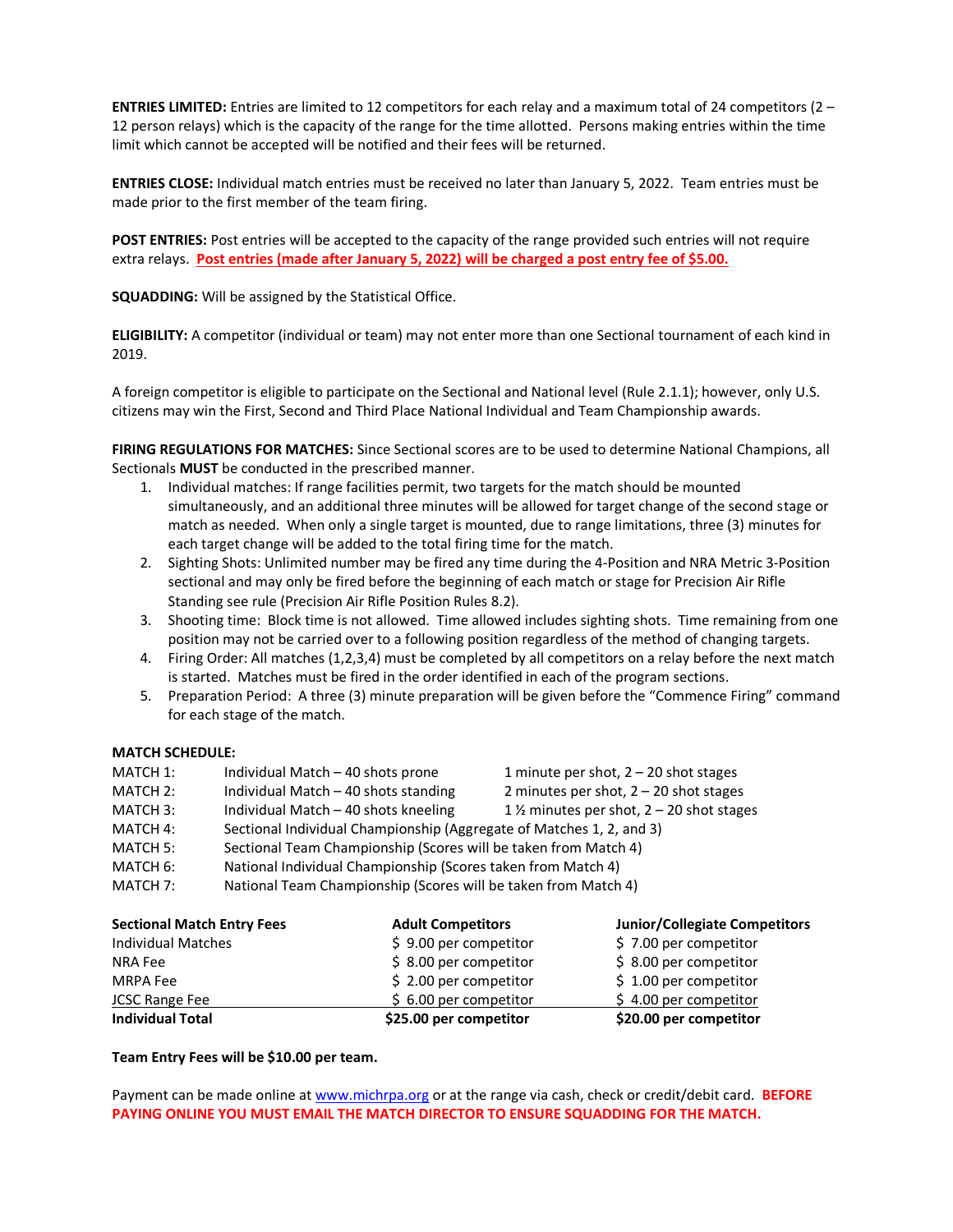**ENTRIES LIMITED:** Entries are limited to 12 competitors for each relay and a maximum total of 24 competitors (2 – 12 person relays) which is the capacity of the range for the time allotted. Persons making entries within the time limit which cannot be accepted will be notified and their fees will be returned.

**ENTRIES CLOSE:** Individual match entries must be received no later than January 5, 2022. Team entries must be made prior to the first member of the team firing.

**POST ENTRIES:** Post entries will be accepted to the capacity of the range provided such entries will not require extra relays. **Post entries (made after January 5, 2022) will be charged a post entry fee of $5.00.**

**SQUADDING:** Will be assigned by the Statistical Office.

**ELIGIBILITY:** A competitor (individual or team) may not enter more than one Sectional tournament of each kind in 2019.

A foreign competitor is eligible to participate on the Sectional and National level (Rule 2.1.1); however, only U.S. citizens may win the First, Second and Third Place National Individual and Team Championship awards.

**FIRING REGULATIONS FOR MATCHES:** Since Sectional scores are to be used to determine National Champions, all Sectionals **MUST** be conducted in the prescribed manner.

1. Individual matches: If range facilities permit, two targets for the match should be mounted simultaneously, and an additional three minutes will be allowed for target change of the second stage or match as needed. When only a single target is mounted, due to range limitations, three (3) minutes for each target change will be added to the total firing time for the match.
2. Sighting Shots: Unlimited number may be fired any time during the 4-Position and NRA Metric 3-Position sectional and may only be fired before the beginning of each match or stage for Precision Air Rifle Standing see rule (Precision Air Rifle Position Rules 8.2).
3. Shooting time: Block time is not allowed. Time allowed includes sighting shots. Time remaining from one position may not be carried over to a following position regardless of the method of changing targets.
4. Firing Order: All matches (1,2,3,4) must be completed by all competitors on a relay before the next match is started. Matches must be fired in the order identified in each of the program sections.
5. Preparation Period: A three (3) minute preparation will be given before the "Commence Firing" command for each stage of the match.

**MATCH SCHEDULE:**

| | | |
|---|---|---|
| MATCH 1: | Individual Match – 40 shots prone | 1 minute per shot, 2 – 20 shot stages |
| MATCH 2: | Individual Match – 40 shots standing | 2 minutes per shot, 2 – 20 shot stages |
| MATCH 3: | Individual Match – 40 shots kneeling | 1 ½ minutes per shot, 2 – 20 shot stages |
| MATCH 4: | Sectional Individual Championship (Aggregate of Matches 1, 2, and 3) | |
| MATCH 5: | Sectional Team Championship (Scores will be taken from Match 4) | |
| MATCH 6: | National Individual Championship (Scores taken from Match 4) | |
| MATCH 7: | National Team Championship (Scores will be taken from Match 4) | |

| **Sectional Match Entry Fees** | **Adult Competitors** | **Junior/Collegiate Competitors** |
|---|---|---|
| Individual Matches | $ 9.00 per competitor | $ 7.00 per competitor |
| NRA Fee | $ 8.00 per competitor | $ 8.00 per competitor |
| MRPA Fee | $ 2.00 per competitor | $ 1.00 per competitor |
| JCSC Range Fee | $ 6.00 per competitor | $ 4.00 per competitor |
| **Individual Total** | **$25.00 per competitor** | **$20.00 per competitor** |

**Team Entry Fees will be $10.00 per team.**

Payment can be made online at www.michrpa.org or at the range via cash, check or credit/debit card. **BEFORE PAYING ONLINE YOU MUST EMAIL THE MATCH DIRECTOR TO ENSURE SQUADDING FOR THE MATCH.**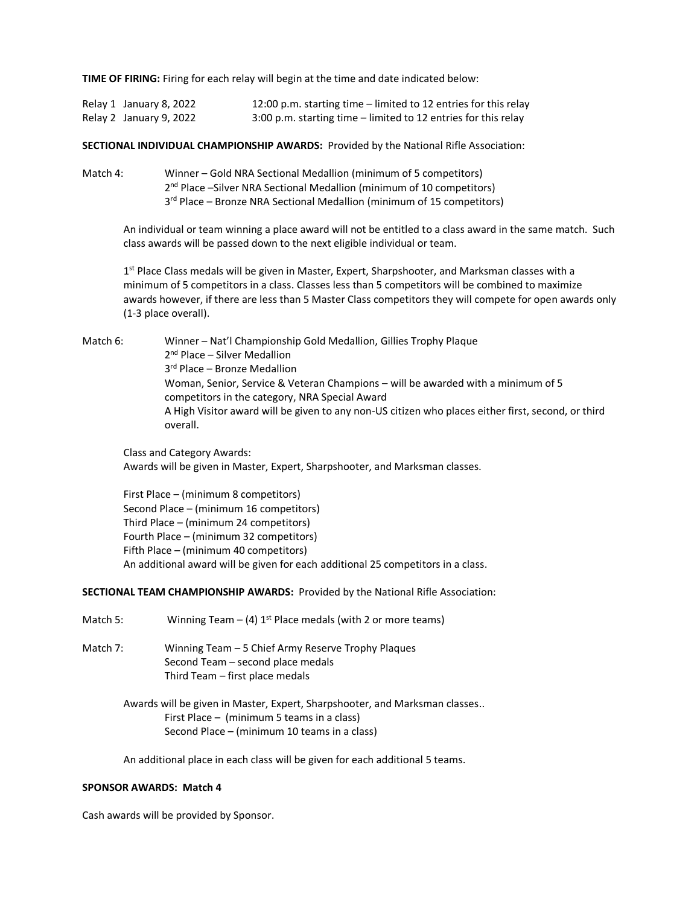**TIME OF FIRING:** Firing for each relay will begin at the time and date indicated below:

| | | |
|---|---|---|
| Relay 1 | January 8, 2022 | 12:00 p.m. starting time – limited to 12 entries for this relay |
| Relay 2 | January 9, 2022 | 3:00 p.m. starting time – limited to 12 entries for this relay |

**SECTIONAL INDIVIDUAL CHAMPIONSHIP AWARDS:** Provided by the National Rifle Association:

Match 4: Winner – Gold NRA Sectional Medallion (minimum of 5 competitors)
2nd Place –Silver NRA Sectional Medallion (minimum of 10 competitors)
3rd Place – Bronze NRA Sectional Medallion (minimum of 15 competitors)

An individual or team winning a place award will not be entitled to a class award in the same match. Such class awards will be passed down to the next eligible individual or team.

1st Place Class medals will be given in Master, Expert, Sharpshooter, and Marksman classes with a minimum of 5 competitors in a class. Classes less than 5 competitors will be combined to maximize awards however, if there are less than 5 Master Class competitors they will compete for open awards only (1-3 place overall).

Match 6: Winner – Nat'l Championship Gold Medallion, Gillies Trophy Plaque
2nd Place – Silver Medallion
3rd Place – Bronze Medallion
Woman, Senior, Service & Veteran Champions – will be awarded with a minimum of 5 competitors in the category, NRA Special Award
A High Visitor award will be given to any non-US citizen who places either first, second, or third overall.

Class and Category Awards:
Awards will be given in Master, Expert, Sharpshooter, and Marksman classes.

First Place – (minimum 8 competitors)
Second Place – (minimum 16 competitors)
Third Place – (minimum 24 competitors)
Fourth Place – (minimum 32 competitors)
Fifth Place – (minimum 40 competitors)
An additional award will be given for each additional 25 competitors in a class.

**SECTIONAL TEAM CHAMPIONSHIP AWARDS:** Provided by the National Rifle Association:

Match 5: Winning Team – (4) 1st Place medals (with 2 or more teams)

Match 7: Winning Team – 5 Chief Army Reserve Trophy Plaques
Second Team – second place medals
Third Team – first place medals

Awards will be given in Master, Expert, Sharpshooter, and Marksman classes..
First Place – (minimum 5 teams in a class)
Second Place – (minimum 10 teams in a class)

An additional place in each class will be given for each additional 5 teams.

**SPONSOR AWARDS: Match 4**

Cash awards will be provided by Sponsor.